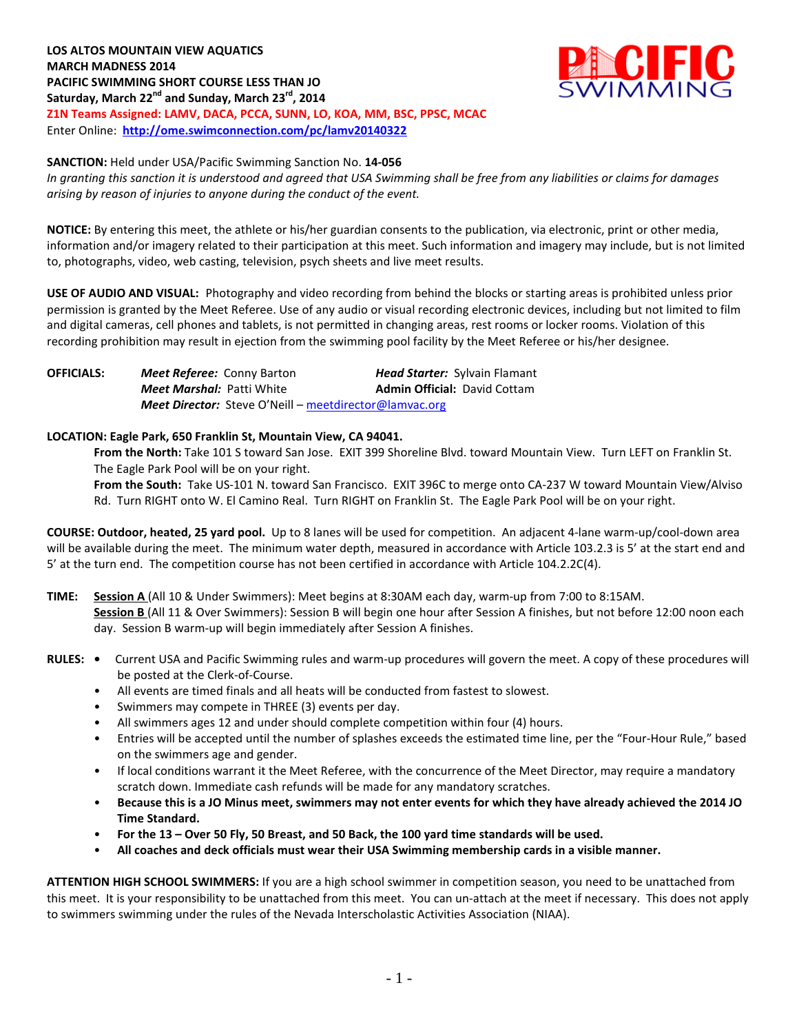**LOS ALTOS MOUNTAIN VIEW AQUATICS**
**MARCH MADNESS 2014**
**PACIFIC SWIMMING SHORT COURSE LESS THAN JO**
**Saturday, March 22nd and Sunday, March 23rd, 2014**
**Z1N Teams Assigned: LAMV, DACA, PCCA, SUNN, LO, KOA, MM, BSC, PPSC, MCAC**
Enter Online: **http://ome.swimconnection.com/pc/lamv20140322**

**SANCTION:** Held under USA/Pacific Swimming Sanction No. **14-056**
*In granting this sanction it is understood and agreed that USA Swimming shall be free from any liabilities or claims for damages arising by reason of injuries to anyone during the conduct of the event.*

**NOTICE:** By entering this meet, the athlete or his/her guardian consents to the publication, via electronic, print or other media, information and/or imagery related to their participation at this meet. Such information and imagery may include, but is not limited to, photographs, video, web casting, television, psych sheets and live meet results.

**USE OF AUDIO AND VISUAL:** Photography and video recording from behind the blocks or starting areas is prohibited unless prior permission is granted by the Meet Referee. Use of any audio or visual recording electronic devices, including but not limited to film and digital cameras, cell phones and tablets, is not permitted in changing areas, rest rooms or locker rooms. Violation of this recording prohibition may result in ejection from the swimming pool facility by the Meet Referee or his/her designee.

**OFFICIALS:** *Meet Referee:* Conny Barton — *Head Starter:* Sylvain Flamant
*Meet Marshal:* Patti White — **Admin Official:** David Cottam
*Meet Director:* Steve O'Neill – meetdirector@lamvac.org

**LOCATION: Eagle Park, 650 Franklin St, Mountain View, CA 94041.**

**From the North:** Take 101 S toward San Jose. EXIT 399 Shoreline Blvd. toward Mountain View. Turn LEFT on Franklin St. The Eagle Park Pool will be on your right.

**From the South:** Take US-101 N. toward San Francisco. EXIT 396C to merge onto CA-237 W toward Mountain View/Alviso Rd. Turn RIGHT onto W. El Camino Real. Turn RIGHT on Franklin St. The Eagle Park Pool will be on your right.

**COURSE: Outdoor, heated, 25 yard pool.** Up to 8 lanes will be used for competition. An adjacent 4-lane warm-up/cool-down area will be available during the meet. The minimum water depth, measured in accordance with Article 103.2.3 is 5' at the start end and 5' at the turn end. The competition course has not been certified in accordance with Article 104.2.2C(4).

**TIME:** Session A (All 10 & Under Swimmers): Meet begins at 8:30AM each day, warm-up from 7:00 to 8:15AM.
Session B (All 11 & Over Swimmers): Session B will begin one hour after Session A finishes, but not before 12:00 noon each day. Session B warm-up will begin immediately after Session A finishes.

**RULES:**

- Current USA and Pacific Swimming rules and warm-up procedures will govern the meet. A copy of these procedures will be posted at the Clerk-of-Course.
- All events are timed finals and all heats will be conducted from fastest to slowest.
- Swimmers may compete in THREE (3) events per day.
- All swimmers ages 12 and under should complete competition within four (4) hours.
- Entries will be accepted until the number of splashes exceeds the estimated time line, per the "Four-Hour Rule," based on the swimmers age and gender.
- If local conditions warrant it the Meet Referee, with the concurrence of the Meet Director, may require a mandatory scratch down. Immediate cash refunds will be made for any mandatory scratches.
- **Because this is a JO Minus meet, swimmers may not enter events for which they have already achieved the 2014 JO Time Standard.**
- **For the 13 – Over 50 Fly, 50 Breast, and 50 Back, the 100 yard time standards will be used.**
- **All coaches and deck officials must wear their USA Swimming membership cards in a visible manner.**

**ATTENTION HIGH SCHOOL SWIMMERS:** If you are a high school swimmer in competition season, you need to be unattached from this meet. It is your responsibility to be unattached from this meet. You can un-attach at the meet if necessary. This does not apply to swimmers swimming under the rules of the Nevada Interscholastic Activities Association (NIAA).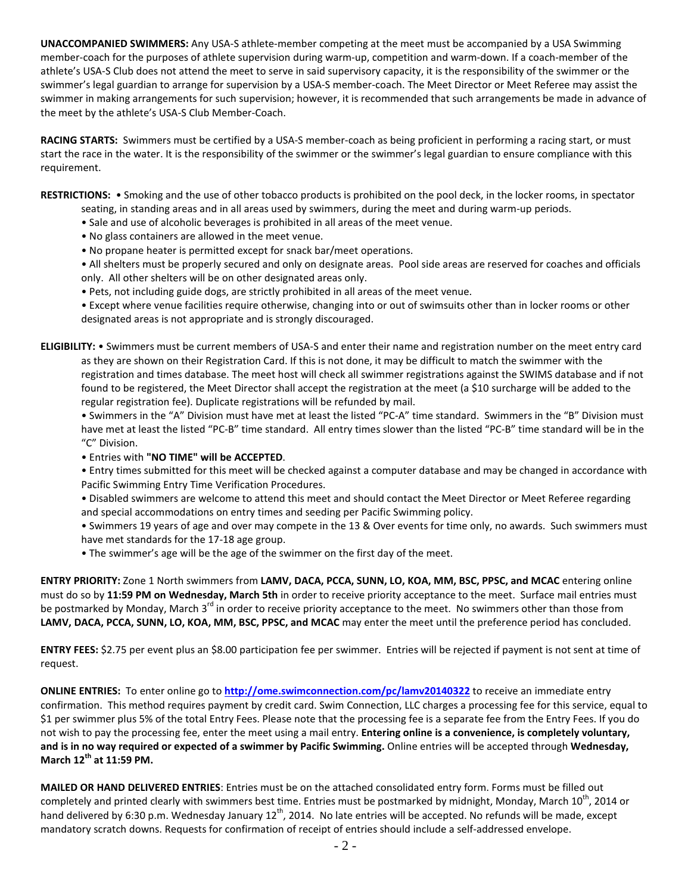**UNACCOMPANIED SWIMMERS:** Any USA-S athlete-member competing at the meet must be accompanied by a USA Swimming member-coach for the purposes of athlete supervision during warm-up, competition and warm-down. If a coach-member of the athlete's USA-S Club does not attend the meet to serve in said supervisory capacity, it is the responsibility of the swimmer or the swimmer's legal guardian to arrange for supervision by a USA-S member-coach. The Meet Director or Meet Referee may assist the swimmer in making arrangements for such supervision; however, it is recommended that such arrangements be made in advance of the meet by the athlete's USA-S Club Member-Coach.

**RACING STARTS:** Swimmers must be certified by a USA-S member-coach as being proficient in performing a racing start, or must start the race in the water. It is the responsibility of the swimmer or the swimmer's legal guardian to ensure compliance with this requirement.

**RESTRICTIONS:** • Smoking and the use of other tobacco products is prohibited on the pool deck, in the locker rooms, in spectator seating, in standing areas and in all areas used by swimmers, during the meet and during warm-up periods.
- Sale and use of alcoholic beverages is prohibited in all areas of the meet venue.
- No glass containers are allowed in the meet venue.
- No propane heater is permitted except for snack bar/meet operations.
- All shelters must be properly secured and only on designate areas. Pool side areas are reserved for coaches and officials only. All other shelters will be on other designated areas only.
- Pets, not including guide dogs, are strictly prohibited in all areas of the meet venue.
- Except where venue facilities require otherwise, changing into or out of swimsuits other than in locker rooms or other designated areas is not appropriate and is strongly discouraged.

**ELIGIBILITY:** • Swimmers must be current members of USA-S and enter their name and registration number on the meet entry card as they are shown on their Registration Card. If this is not done, it may be difficult to match the swimmer with the registration and times database. The meet host will check all swimmer registrations against the SWIMS database and if not found to be registered, the Meet Director shall accept the registration at the meet (a $10 surcharge will be added to the regular registration fee). Duplicate registrations will be refunded by mail.
- Swimmers in the "A" Division must have met at least the listed "PC-A" time standard. Swimmers in the "B" Division must have met at least the listed "PC-B" time standard. All entry times slower than the listed "PC-B" time standard will be in the "C" Division.
- Entries with **"NO TIME" will be ACCEPTED**.
- Entry times submitted for this meet will be checked against a computer database and may be changed in accordance with Pacific Swimming Entry Time Verification Procedures.
- Disabled swimmers are welcome to attend this meet and should contact the Meet Director or Meet Referee regarding and special accommodations on entry times and seeding per Pacific Swimming policy.
- Swimmers 19 years of age and over may compete in the 13 & Over events for time only, no awards. Such swimmers must have met standards for the 17-18 age group.
- The swimmer's age will be the age of the swimmer on the first day of the meet.

**ENTRY PRIORITY:** Zone 1 North swimmers from **LAMV, DACA, PCCA, SUNN, LO, KOA, MM, BSC, PPSC, and MCAC** entering online must do so by **11:59 PM on Wednesday, March 5th** in order to receive priority acceptance to the meet. Surface mail entries must be postmarked by Monday, March 3rd in order to receive priority acceptance to the meet. No swimmers other than those from **LAMV, DACA, PCCA, SUNN, LO, KOA, MM, BSC, PPSC, and MCAC** may enter the meet until the preference period has concluded.

**ENTRY FEES:** $2.75 per event plus an $8.00 participation fee per swimmer. Entries will be rejected if payment is not sent at time of request.

**ONLINE ENTRIES:** To enter online go to **http://ome.swimconnection.com/pc/lamv20140322** to receive an immediate entry confirmation. This method requires payment by credit card. Swim Connection, LLC charges a processing fee for this service, equal to $1 per swimmer plus 5% of the total Entry Fees. Please note that the processing fee is a separate fee from the Entry Fees. If you do not wish to pay the processing fee, enter the meet using a mail entry. **Entering online is a convenience, is completely voluntary, and is in no way required or expected of a swimmer by Pacific Swimming.** Online entries will be accepted through **Wednesday, March 12th at 11:59 PM.**

**MAILED OR HAND DELIVERED ENTRIES**: Entries must be on the attached consolidated entry form. Forms must be filled out completely and printed clearly with swimmers best time. Entries must be postmarked by midnight, Monday, March 10th, 2014 or hand delivered by 6:30 p.m. Wednesday January 12th, 2014. No late entries will be accepted. No refunds will be made, except mandatory scratch downs. Requests for confirmation of receipt of entries should include a self-addressed envelope.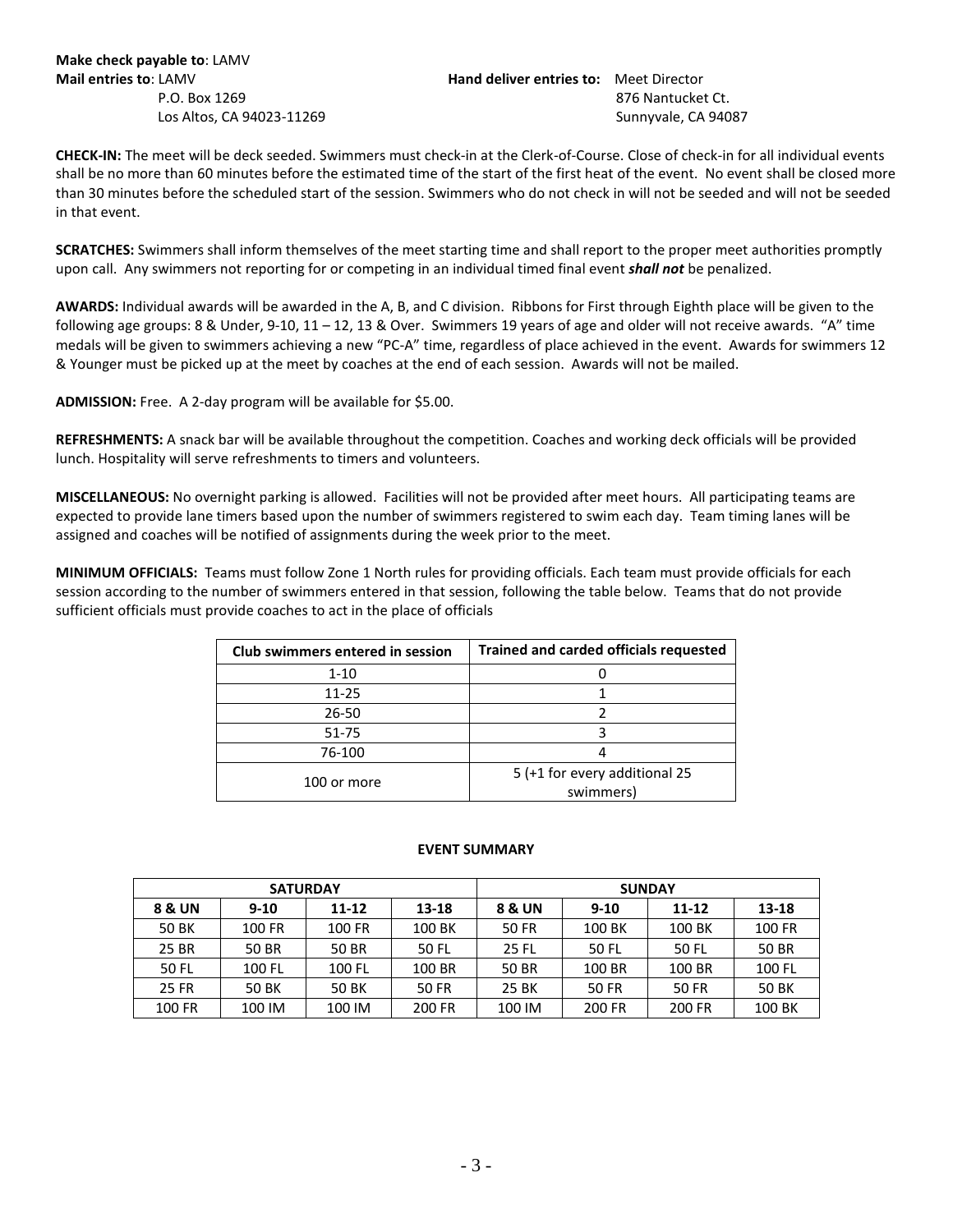**Make check payable to**: LAMV
**Mail entries to**: LAMV
P.O. Box 1269
Los Altos, CA 94023-11269

**Hand deliver entries to:** Meet Director
876 Nantucket Ct.
Sunnyvale, CA 94087

**CHECK-IN:** The meet will be deck seeded. Swimmers must check-in at the Clerk-of-Course. Close of check-in for all individual events shall be no more than 60 minutes before the estimated time of the start of the first heat of the event. No event shall be closed more than 30 minutes before the scheduled start of the session. Swimmers who do not check in will not be seeded and will not be seeded in that event.

**SCRATCHES:** Swimmers shall inform themselves of the meet starting time and shall report to the proper meet authorities promptly upon call. Any swimmers not reporting for or competing in an individual timed final event ***shall not*** be penalized.

**AWARDS:** Individual awards will be awarded in the A, B, and C division. Ribbons for First through Eighth place will be given to the following age groups: 8 & Under, 9-10, 11 – 12, 13 & Over. Swimmers 19 years of age and older will not receive awards. "A" time medals will be given to swimmers achieving a new "PC-A" time, regardless of place achieved in the event. Awards for swimmers 12 & Younger must be picked up at the meet by coaches at the end of each session. Awards will not be mailed.

**ADMISSION:** Free. A 2-day program will be available for $5.00.

**REFRESHMENTS:** A snack bar will be available throughout the competition. Coaches and working deck officials will be provided lunch. Hospitality will serve refreshments to timers and volunteers.

**MISCELLANEOUS:** No overnight parking is allowed. Facilities will not be provided after meet hours. All participating teams are expected to provide lane timers based upon the number of swimmers registered to swim each day. Team timing lanes will be assigned and coaches will be notified of assignments during the week prior to the meet.

**MINIMUM OFFICIALS:** Teams must follow Zone 1 North rules for providing officials. Each team must provide officials for each session according to the number of swimmers entered in that session, following the table below. Teams that do not provide sufficient officials must provide coaches to act in the place of officials

| Club swimmers entered in session | Trained and carded officials requested |
|---|---|
| 1-10 | 0 |
| 11-25 | 1 |
| 26-50 | 2 |
| 51-75 | 3 |
| 76-100 | 4 |
| 100 or more | 5 (+1 for every additional 25 swimmers) |

**EVENT SUMMARY**

| SATURDAY | | | | SUNDAY | | | |
|---|---|---|---|---|---|---|---|
| **8 & UN** | **9-10** | **11-12** | **13-18** | **8 & UN** | **9-10** | **11-12** | **13-18** |
| 50 BK | 100 FR | 100 FR | 100 BK | 50 FR | 100 BK | 100 BK | 100 FR |
| 25 BR | 50 BR | 50 BR | 50 FL | 25 FL | 50 FL | 50 FL | 50 BR |
| 50 FL | 100 FL | 100 FL | 100 BR | 50 BR | 100 BR | 100 BR | 100 FL |
| 25 FR | 50 BK | 50 BK | 50 FR | 25 BK | 50 FR | 50 FR | 50 BK |
| 100 FR | 100 IM | 100 IM | 200 FR | 100 IM | 200 FR | 200 FR | 100 BK |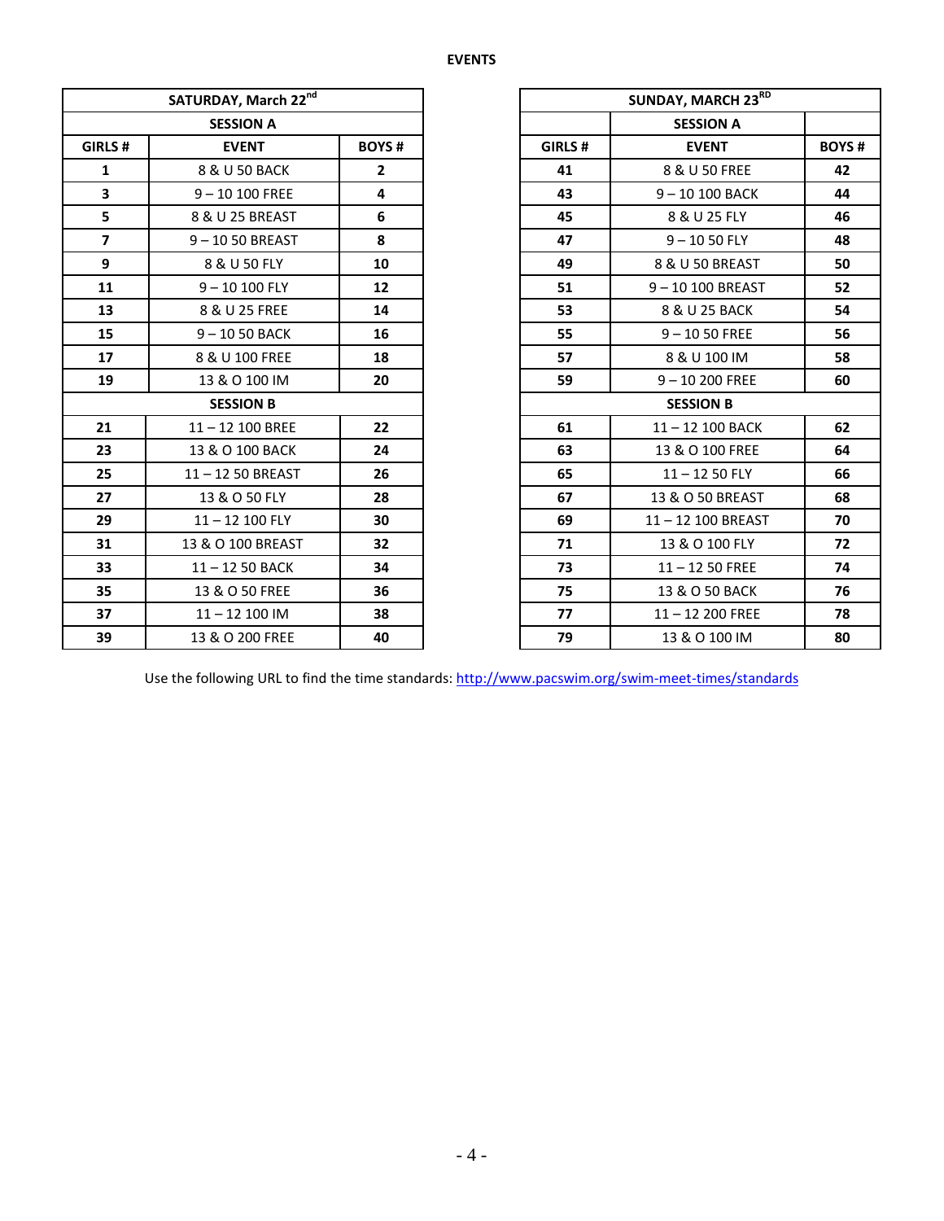# EVENTS

| SATURDAY, March 22nd | | |
|---|---|---|
| **SESSION A** | | |
| **GIRLS #** | **EVENT** | **BOYS #** |
| **1** | 8 & U 50 BACK | **2** |
| **3** | 9 – 10 100 FREE | **4** |
| **5** | 8 & U 25 BREAST | **6** |
| **7** | 9 – 10 50 BREAST | **8** |
| **9** | 8 & U 50 FLY | **10** |
| **11** | 9 – 10 100 FLY | **12** |
| **13** | 8 & U 25 FREE | **14** |
| **15** | 9 – 10 50 BACK | **16** |
| **17** | 8 & U 100 FREE | **18** |
| **19** | 13 & O 100 IM | **20** |
| **SESSION B** | | |
| **21** | 11 – 12 100 BREE | **22** |
| **23** | 13 & O 100 BACK | **24** |
| **25** | 11 – 12 50 BREAST | **26** |
| **27** | 13 & O 50 FLY | **28** |
| **29** | 11 – 12 100 FLY | **30** |
| **31** | 13 & O 100 BREAST | **32** |
| **33** | 11 – 12 50 BACK | **34** |
| **35** | 13 & O 50 FREE | **36** |
| **37** | 11 – 12 100 IM | **38** |
| **39** | 13 & O 200 FREE | **40** |

| SUNDAY, MARCH 23RD | | |
|---|---|---|
| | **SESSION A** | |
| **GIRLS #** | **EVENT** | **BOYS #** |
| **41** | 8 & U 50 FREE | **42** |
| **43** | 9 – 10 100 BACK | **44** |
| **45** | 8 & U 25 FLY | **46** |
| **47** | 9 – 10 50 FLY | **48** |
| **49** | 8 & U 50 BREAST | **50** |
| **51** | 9 – 10 100 BREAST | **52** |
| **53** | 8 & U 25 BACK | **54** |
| **55** | 9 – 10 50 FREE | **56** |
| **57** | 8 & U 100 IM | **58** |
| **59** | 9 – 10 200 FREE | **60** |
| **SESSION B** | | |
| **61** | 11 – 12 100 BACK | **62** |
| **63** | 13 & O 100 FREE | **64** |
| **65** | 11 – 12 50 FLY | **66** |
| **67** | 13 & O 50 BREAST | **68** |
| **69** | 11 – 12 100 BREAST | **70** |
| **71** | 13 & O 100 FLY | **72** |
| **73** | 11 – 12 50 FREE | **74** |
| **75** | 13 & O 50 BACK | **76** |
| **77** | 11 – 12 200 FREE | **78** |
| **79** | 13 & O 100 IM | **80** |

Use the following URL to find the time standards: http://www.pacswim.org/swim-meet-times/standards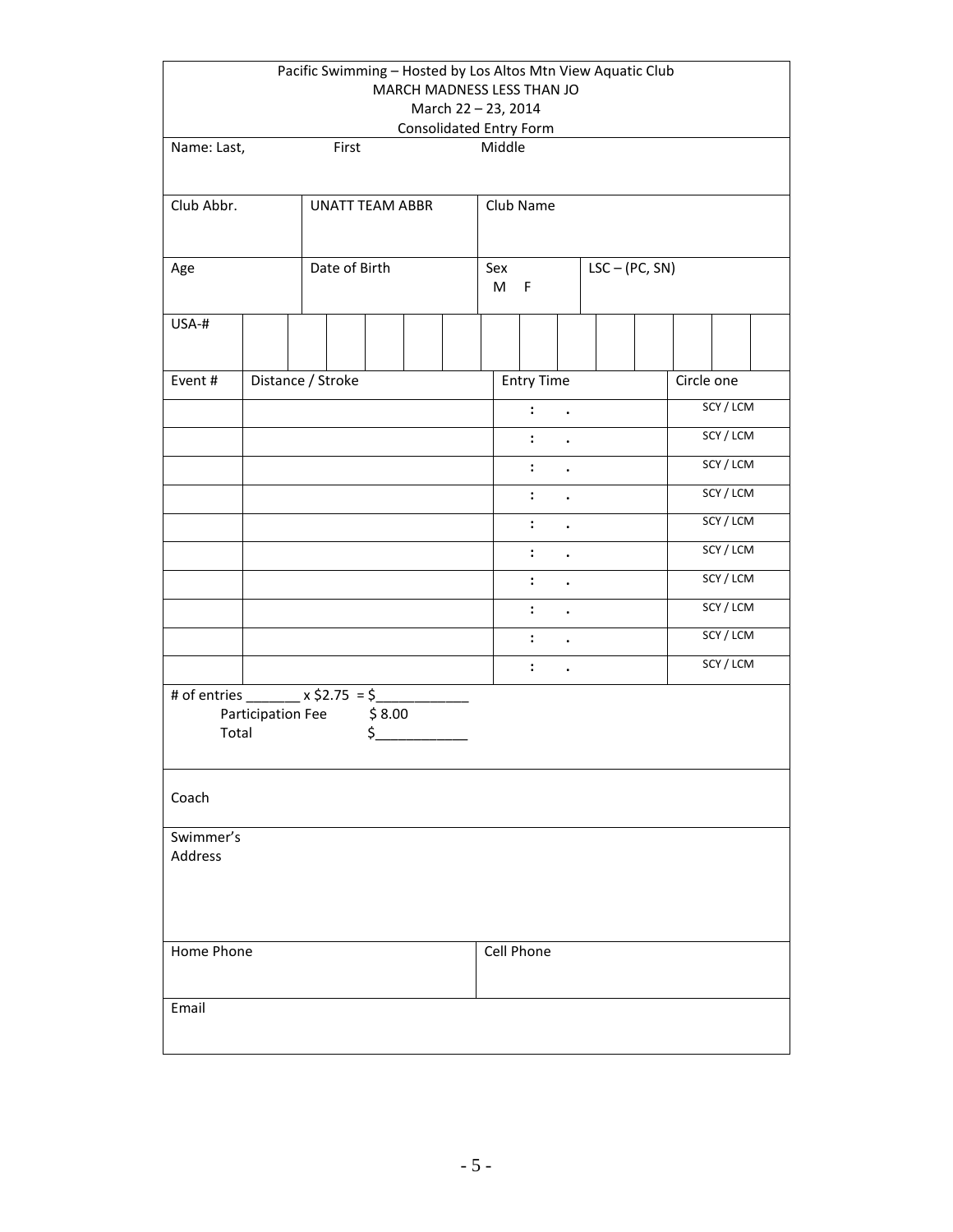Pacific Swimming – Hosted by Los Altos Mtn View Aquatic Club
MARCH MADNESS LESS THAN JO
March 22 – 23, 2014
Consolidated Entry Form

| | | | |
|---|---|---|---|
| Name: Last, | First | Middle | |
| Club Abbr. | UNATT TEAM ABBR | Club Name | |
| Age | Date of Birth | Sex M F | LSC – (PC, SN) |
| USA-# | | | |

| Event # | Distance / Stroke | Entry Time | Circle one |
|---|---|---|---|
| | | : . | SCY / LCM |
| | | : . | SCY / LCM |
| | | : . | SCY / LCM |
| | | : . | SCY / LCM |
| | | : . | SCY / LCM |
| | | : . | SCY / LCM |
| | | : . | SCY / LCM |
| | | : . | SCY / LCM |
| | | : . | SCY / LCM |
| | | : . | SCY / LCM |

# of entries _______ x $2.75 = $____________
Participation Fee $ 8.00
Total $____________

| | |
|---|---|
| Coach | |
| Swimmer's Address | |
| Home Phone | Cell Phone |
| Email | |